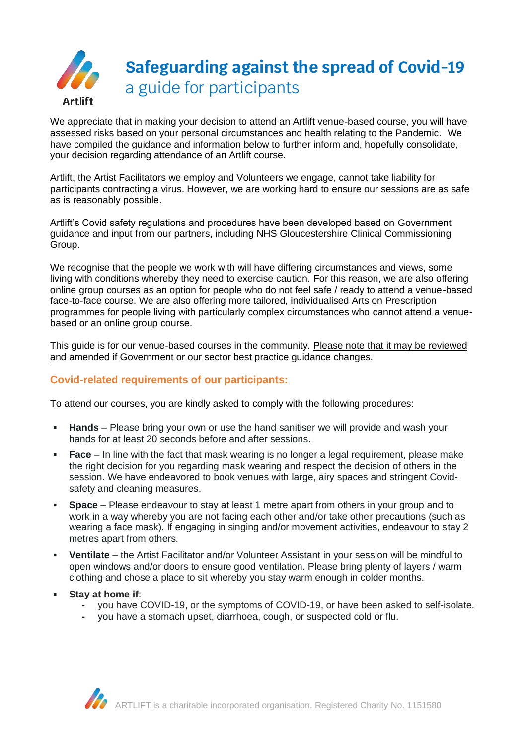Artlift

# Safeguarding against the spread of Covid-19

## a guide for participants

We appreciate that in making your decision to attend an Artlift venue-based course, you will have assessed risks based on your personal circumstances and health relating to the Pandemic. We have compiled the guidance and information below to further inform and, hopefully consolidate, your decision regarding attendance of an Artlift course.

Artlift, the Artist Facilitators we employ and Volunteers we engage, cannot take liability for participants contracting a virus. However, we are working hard to ensure our sessions are as safe as is reasonably possible.

Artlift's Covid safety regulations and procedures have been developed based on Government guidance and input from our partners, including NHS Gloucestershire Clinical Commissioning Group.

We recognise that the people we work with will have differing circumstances and views, some living with conditions whereby they need to exercise caution. For this reason, we are also offering online group courses as an option for people who do not feel safe / ready to attend a venue-based face-to-face course. We are also offering more tailored, individualised Arts on Prescription programmes for people living with particularly complex circumstances who cannot attend a venue-based or an online group course.

This guide is for our venue-based courses in the community. Please note that it may be reviewed and amended if Government or our sector best practice guidance changes.

### Covid-related requirements of our participants:

To attend our courses, you are kindly asked to comply with the following procedures:

- **Hands** – Please bring your own or use the hand sanitiser we will provide and wash your hands for at least 20 seconds before and after sessions.
- **Face** – In line with the fact that mask wearing is no longer a legal requirement, please make the right decision for you regarding mask wearing and respect the decision of others in the session. We have endeavored to book venues with large, airy spaces and stringent Covid-safety and cleaning measures.
- **Space** – Please endeavour to stay at least 1 metre apart from others in your group and to work in a way whereby you are not facing each other and/or take other precautions (such as wearing a face mask). If engaging in singing and/or movement activities, endeavour to stay 2 metres apart from others.
- **Ventilate** – the Artist Facilitator and/or Volunteer Assistant in your session will be mindful to open windows and/or doors to ensure good ventilation. Please bring plenty of layers / warm clothing and chose a place to sit whereby you stay warm enough in colder months.
- **Stay at home if**:
  - you have COVID-19, or the symptoms of COVID-19, or have been asked to self-isolate.
  - you have a stomach upset, diarrhoea, cough, or suspected cold or flu.

ARTLIFT is a charitable incorporated organisation. Registered Charity No. 1151580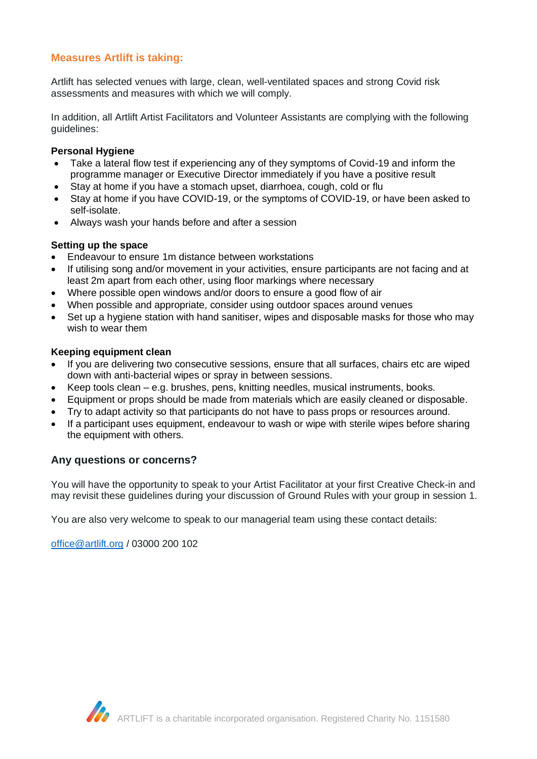## Measures Artlift is taking:

Artlift has selected venues with large, clean, well-ventilated spaces and strong Covid risk assessments and measures with which we will comply.

In addition, all Artlift Artist Facilitators and Volunteer Assistants are complying with the following guidelines:

**Personal Hygiene**

- Take a lateral flow test if experiencing any of they symptoms of Covid-19 and inform the programme manager or Executive Director immediately if you have a positive result
- Stay at home if you have a stomach upset, diarrhoea, cough, cold or flu
- Stay at home if you have COVID-19, or the symptoms of COVID-19, or have been asked to self-isolate.
- Always wash your hands before and after a session

**Setting up the space**

- Endeavour to ensure 1m distance between workstations
- If utilising song and/or movement in your activities, ensure participants are not facing and at least 2m apart from each other, using floor markings where necessary
- Where possible open windows and/or doors to ensure a good flow of air
- When possible and appropriate, consider using outdoor spaces around venues
- Set up a hygiene station with hand sanitiser, wipes and disposable masks for those who may wish to wear them

**Keeping equipment clean**

- If you are delivering two consecutive sessions, ensure that all surfaces, chairs etc are wiped down with anti-bacterial wipes or spray in between sessions.
- Keep tools clean – e.g. brushes, pens, knitting needles, musical instruments, books.
- Equipment or props should be made from materials which are easily cleaned or disposable.
- Try to adapt activity so that participants do not have to pass props or resources around.
- If a participant uses equipment, endeavour to wash or wipe with sterile wipes before sharing the equipment with others.

## Any questions or concerns?

You will have the opportunity to speak to your Artist Facilitator at your first Creative Check-in and may revisit these guidelines during your discussion of Ground Rules with your group in session 1.

You are also very welcome to speak to our managerial team using these contact details:

office@artlift.org / 03000 200 102

ARTLIFT is a charitable incorporated organisation. Registered Charity No. 1151580